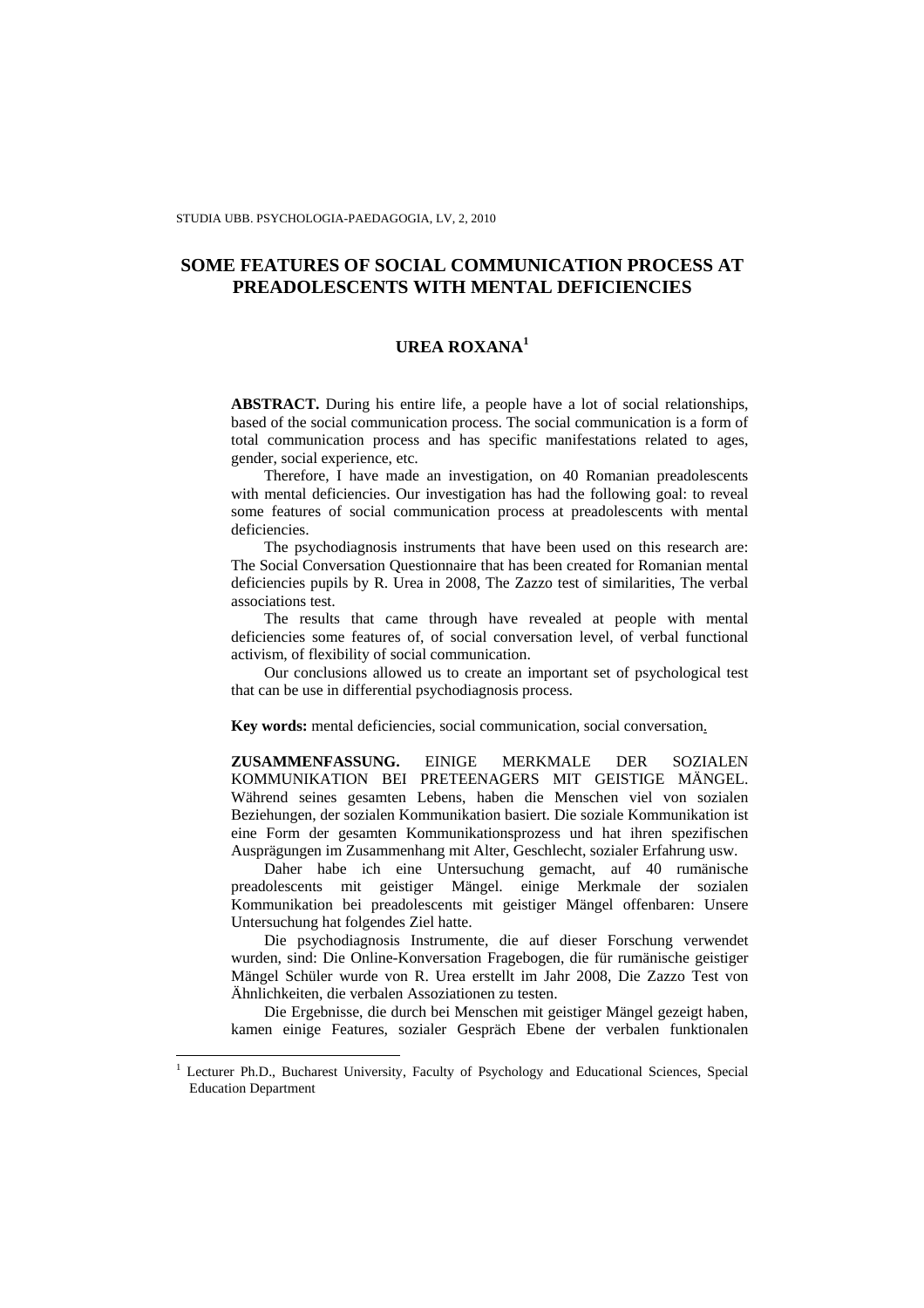# SOME FEATURES OF SOCIAL COMMUNICATION PROCESS AT PREADOLESCENTS WITH MENTAL DEFICIENCIES

## UREA ROXANA[1]

**ABSTRACT.** During his entire life, a people have a lot of social relationships, based of the social communication process. The social communication is a form of total communication process and has specific manifestations related to ages, gender, social experience, etc.

Therefore, I have made an investigation, on 40 Romanian preadolescents with mental deficiencies. Our investigation has had the following goal: to reveal some features of social communication process at preadolescents with mental deficiencies.

The psychodiagnosis instruments that have been used on this research are: The Social Conversation Questionnaire that has been created for Romanian mental deficiencies pupils by R. Urea in 2008, The Zazzo test of similarities, The verbal associations test.

The results that came through have revealed at people with mental deficiencies some features of, of social conversation level, of verbal functional activism, of flexibility of social communication.

Our conclusions allowed us to create an important set of psychological test that can be use in differential psychodiagnosis process.

**Key words:** mental deficiencies, social communication, social conversation.

**ZUSAMMENFASSUNG.** EINIGE MERKMALE DER SOZIALEN KOMMUNIKATION BEI PRETEENAGERS MIT GEISTIGE MÄNGEL. Während seines gesamten Lebens, haben die Menschen viel von sozialen Beziehungen, der sozialen Kommunikation basiert. Die soziale Kommunikation ist eine Form der gesamten Kommunikationsprozess und hat ihren spezifischen Ausprägungen im Zusammenhang mit Alter, Geschlecht, sozialer Erfahrung usw.

Daher habe ich eine Untersuchung gemacht, auf 40 rumänische preadolescents mit geistiger Mängel. einige Merkmale der sozialen Kommunikation bei preadolescents mit geistiger Mängel offenbaren: Unsere Untersuchung hat folgendes Ziel hatte.

Die psychodiagnosis Instrumente, die auf dieser Forschung verwendet wurden, sind: Die Online-Konversation Fragebogen, die für rumänische geistiger Mängel Schüler wurde von R. Urea erstellt im Jahr 2008, Die Zazzo Test von Ähnlichkeiten, die verbalen Assoziationen zu testen.

Die Ergebnisse, die durch bei Menschen mit geistiger Mängel gezeigt haben, kamen einige Features, sozialer Gespräch Ebene der verbalen funktionalen

[1] Lecturer Ph.D., Bucharest University, Faculty of Psychology and Educational Sciences, Special Education Department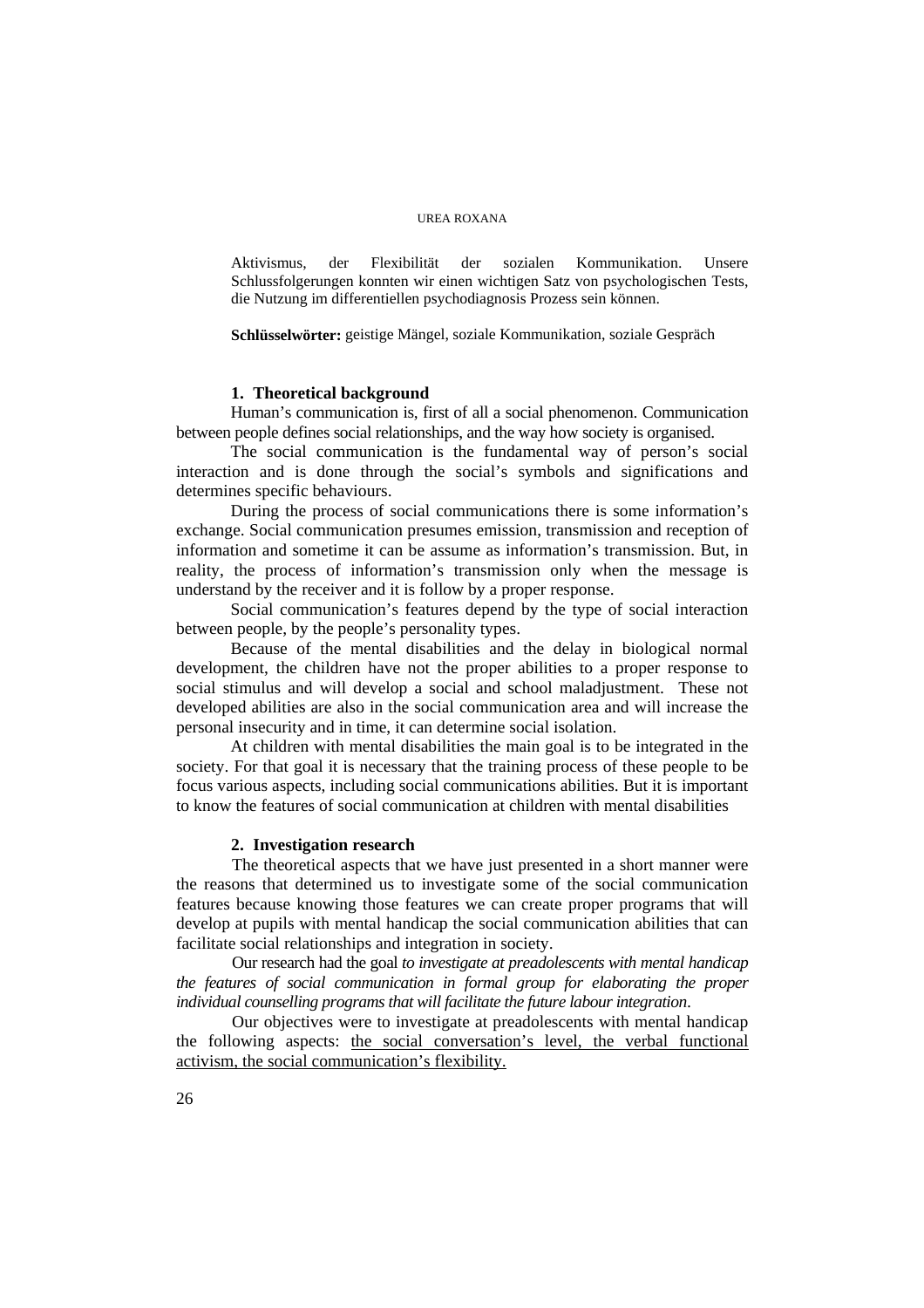Aktivismus, der Flexibilität der sozialen Kommunikation. Unsere Schlussfolgerungen konnten wir einen wichtigen Satz von psychologischen Tests, die Nutzung im differentiellen psychodiagnosis Prozess sein können.

**Schlüsselwörter:** geistige Mängel, soziale Kommunikation, soziale Gespräch

## 1. Theoretical background

Human's communication is, first of all a social phenomenon. Communication between people defines social relationships, and the way how society is organised.

The social communication is the fundamental way of person's social interaction and is done through the social's symbols and significations and determines specific behaviours.

During the process of social communications there is some information's exchange. Social communication presumes emission, transmission and reception of information and sometime it can be assume as information's transmission. But, in reality, the process of information's transmission only when the message is understand by the receiver and it is follow by a proper response.

Social communication's features depend by the type of social interaction between people, by the people's personality types.

Because of the mental disabilities and the delay in biological normal development, the children have not the proper abilities to a proper response to social stimulus and will develop a social and school maladjustment. These not developed abilities are also in the social communication area and will increase the personal insecurity and in time, it can determine social isolation.

At children with mental disabilities the main goal is to be integrated in the society. For that goal it is necessary that the training process of these people to be focus various aspects, including social communications abilities. But it is important to know the features of social communication at children with mental disabilities

## 2. Investigation research

The theoretical aspects that we have just presented in a short manner were the reasons that determined us to investigate some of the social communication features because knowing those features we can create proper programs that will develop at pupils with mental handicap the social communication abilities that can facilitate social relationships and integration in society.

Our research had the goal *to investigate at preadolescents with mental handicap the features of social communication in formal group for elaborating the proper individual counselling programs that will facilitate the future labour integration*.

Our objectives were to investigate at preadolescents with mental handicap the following aspects: <u>the social conversation's level, the verbal functional activism, the social communication's flexibility.</u>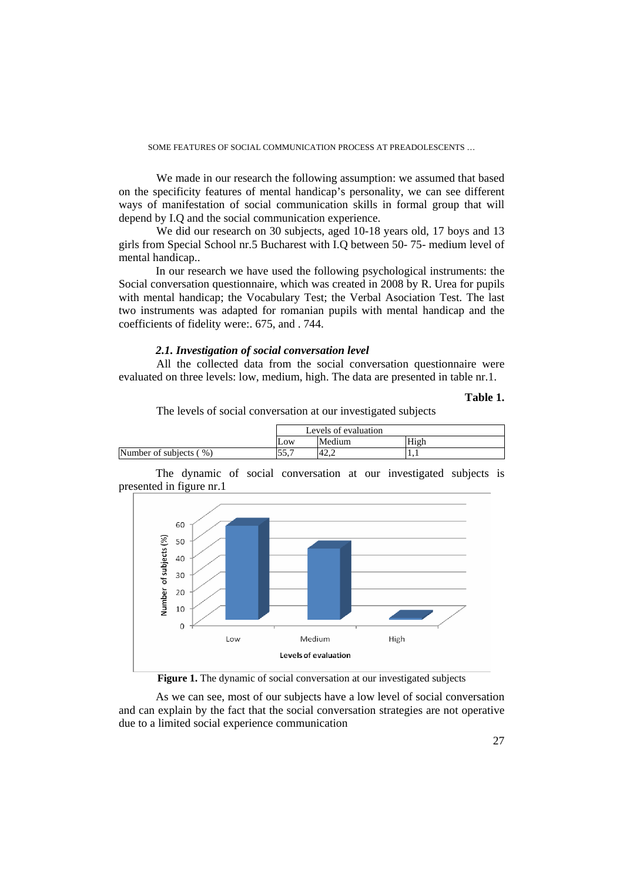We made in our research the following assumption: we assumed that based on the specificity features of mental handicap's personality, we can see different ways of manifestation of social communication skills in formal group that will depend by I.Q and the social communication experience.

We did our research on 30 subjects, aged 10-18 years old, 17 boys and 13 girls from Special School nr.5 Bucharest with I.Q between 50- 75- medium level of mental handicap..

In our research we have used the following psychological instruments: the Social conversation questionnaire, which was created in 2008 by R. Urea for pupils with mental handicap; the Vocabulary Test; the Verbal Asociation Test. The last two instruments was adapted for romanian pupils with mental handicap and the coefficients of fidelity were:. 675, and . 744.

### *2.1. Investigation of social conversation level*

All the collected data from the social conversation questionnaire were evaluated on three levels: low, medium, high. The data are presented in table nr.1.

**Table 1.**

The levels of social conversation at our investigated subjects

| | Levels of evaluation | | |
|---|---|---|---|
| | Low | Medium | High |
| Number of subjects ( %) | 55,7 | 42,2 | 1,1 |

The dynamic of social conversation at our investigated subjects is presented in figure nr.1

**Figure 1.** The dynamic of social conversation at our investigated subjects

As we can see, most of our subjects have a low level of social conversation and can explain by the fact that the social conversation strategies are not operative due to a limited social experience communication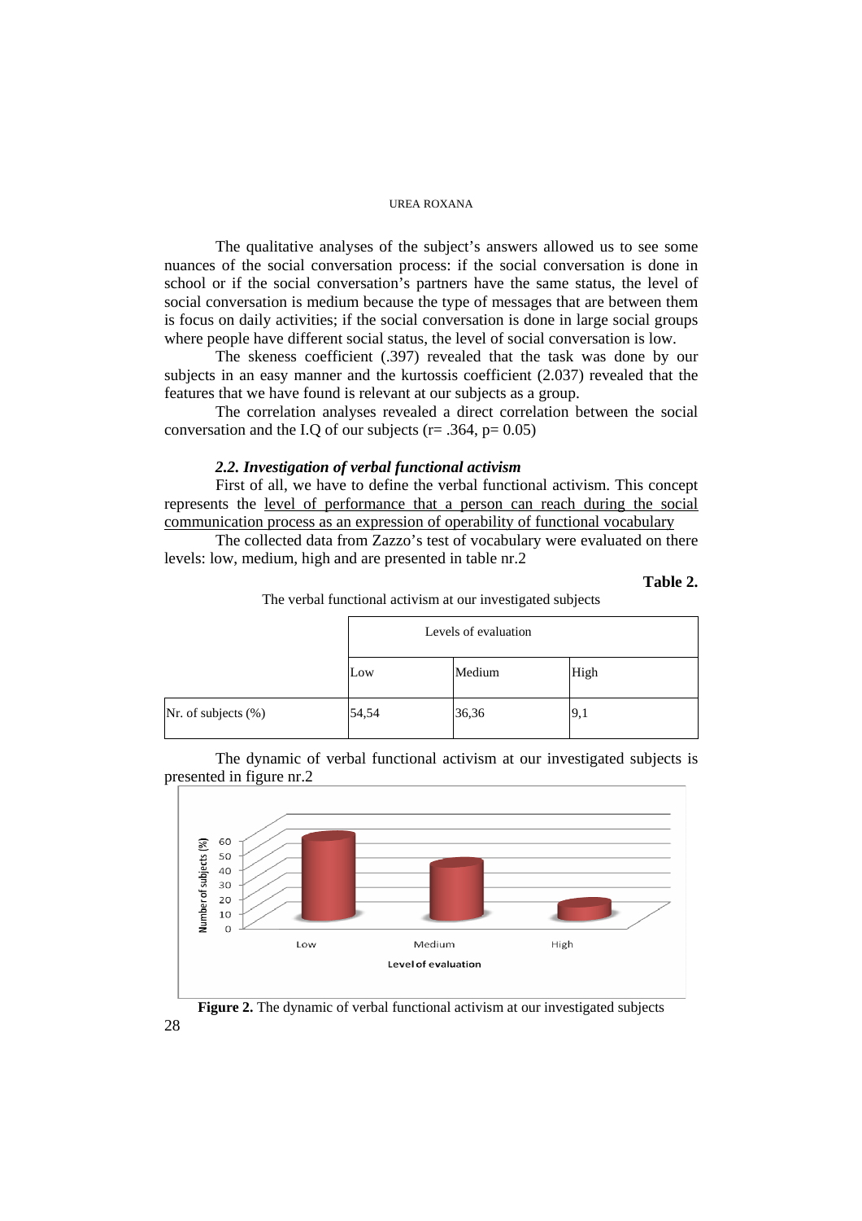The qualitative analyses of the subject's answers allowed us to see some nuances of the social conversation process: if the social conversation is done in school or if the social conversation's partners have the same status, the level of social conversation is medium because the type of messages that are between them is focus on daily activities; if the social conversation is done in large social groups where people have different social status, the level of social conversation is low.

The skeness coefficient (.397) revealed that the task was done by our subjects in an easy manner and the kurtossis coefficient (2.037) revealed that the features that we have found is relevant at our subjects as a group.

The correlation analyses revealed a direct correlation between the social conversation and the I.Q of our subjects (r= .364, p= 0.05)

### *2.2. Investigation of verbal functional activism*

First of all, we have to define the verbal functional activism. This concept represents the level of performance that a person can reach during the social communication process as an expression of operability of functional vocabulary

The collected data from Zazzo's test of vocabulary were evaluated on there levels: low, medium, high and are presented in table nr.2

**Table 2.**

The verbal functional activism at our investigated subjects

| | Levels of evaluation | | |
|---|---|---|---|
| | Low | Medium | High |
| Nr. of subjects (%) | 54,54 | 36,36 | 9,1 |

The dynamic of verbal functional activism at our investigated subjects is presented in figure nr.2

**Figure 2.** The dynamic of verbal functional activism at our investigated subjects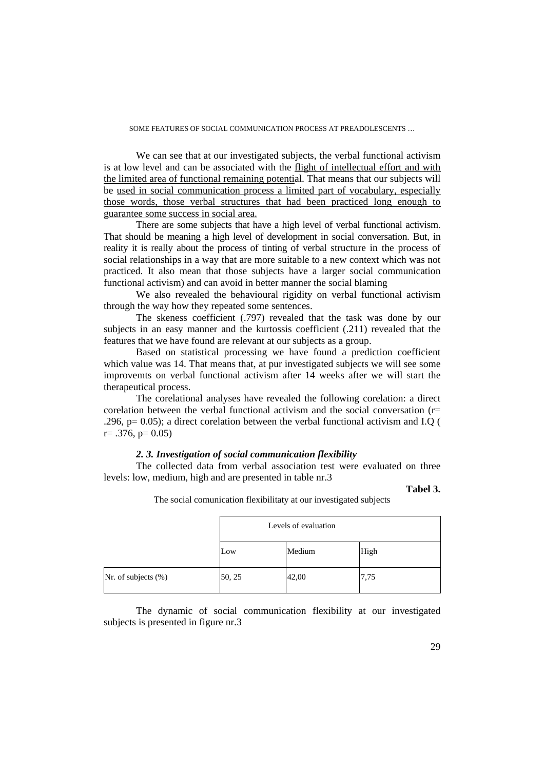We can see that at our investigated subjects, the verbal functional activism is at low level and can be associated with the flight of intellectual effort and with the limited area of functional remaining potential. That means that our subjects will be used in social communication process a limited part of vocabulary, especially those words, those verbal structures that had been practiced long enough to guarantee some success in social area.

There are some subjects that have a high level of verbal functional activism. That should be meaning a high level of development in social conversation. But, in reality it is really about the process of tinting of verbal structure in the process of social relationships in a way that are more suitable to a new context which was not practiced. It also mean that those subjects have a larger social communication functional activism) and can avoid in better manner the social blaming

We also revealed the behavioural rigidity on verbal functional activism through the way how they repeated some sentences.

The skeness coefficient (.797) revealed that the task was done by our subjects in an easy manner and the kurtossis coefficient (.211) revealed that the features that we have found are relevant at our subjects as a group.

Based on statistical processing we have found a prediction coefficient which value was 14. That means that, at pur investigated subjects we will see some improvemts on verbal functional activism after 14 weeks after we will start the therapeutical process.

The corelational analyses have revealed the following corelation: a direct corelation between the verbal functional activism and the social conversation ($r = .296$, $p = 0.05$); a direct corelation between the verbal functional activism and I.Q ( $r = .376$, $p = 0.05$)

### *2. 3. Investigation of social communication flexibility*

The collected data from verbal association test were evaluated on three levels: low, medium, high and are presented in table nr.3

**Tabel 3.**

The social comunication flexibilitaty at our investigated subjects

| | Levels of evaluation | | |
|---|---|---|---|
| | Low | Medium | High |
| Nr. of subjects (%) | 50, 25 | 42,00 | 7,75 |

The dynamic of social communication flexibility at our investigated subjects is presented in figure nr.3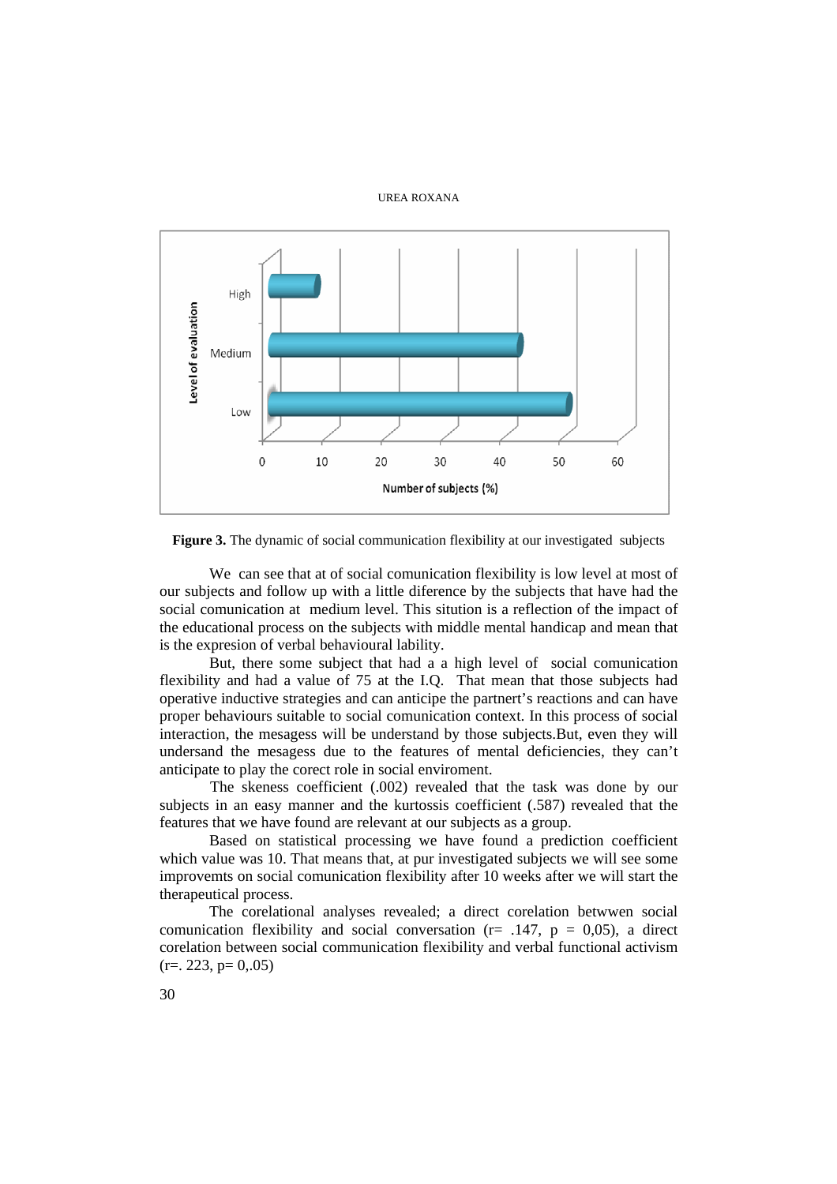Figure 3. The dynamic of social communication flexibility at our investigated subjects

We can see that at of social comunication flexibility is low level at most of our subjects and follow up with a little diference by the subjects that have had the social comunication at medium level. This sitution is a reflection of the impact of the educational process on the subjects with middle mental handicap and mean that is the expresion of verbal behavioural lability.

But, there some subject that had a a high level of social comunication flexibility and had a value of 75 at the I.Q. That mean that those subjects had operative inductive strategies and can anticipe the partnert's reactions and can have proper behaviours suitable to social comunication context. In this process of social interaction, the mesagess will be understand by those subjects.But, even they will undersand the mesagess due to the features of mental deficiencies, they can't anticipate to play the corect role in social enviroment.

The skeness coefficient (.002) revealed that the task was done by our subjects in an easy manner and the kurtossis coefficient (.587) revealed that the features that we have found are relevant at our subjects as a group.

Based on statistical processing we have found a prediction coefficient which value was 10. That means that, at pur investigated subjects we will see some improvemts on social comunication flexibility after 10 weeks after we will start the therapeutical process.

The corelational analyses revealed; a direct corelation betwwen social comunication flexibility and social conversation ($r= .147$, $p = 0{,}05$), a direct corelation between social communication flexibility and verbal functional activism ($r=. 223$, $p= 0{,}.05$)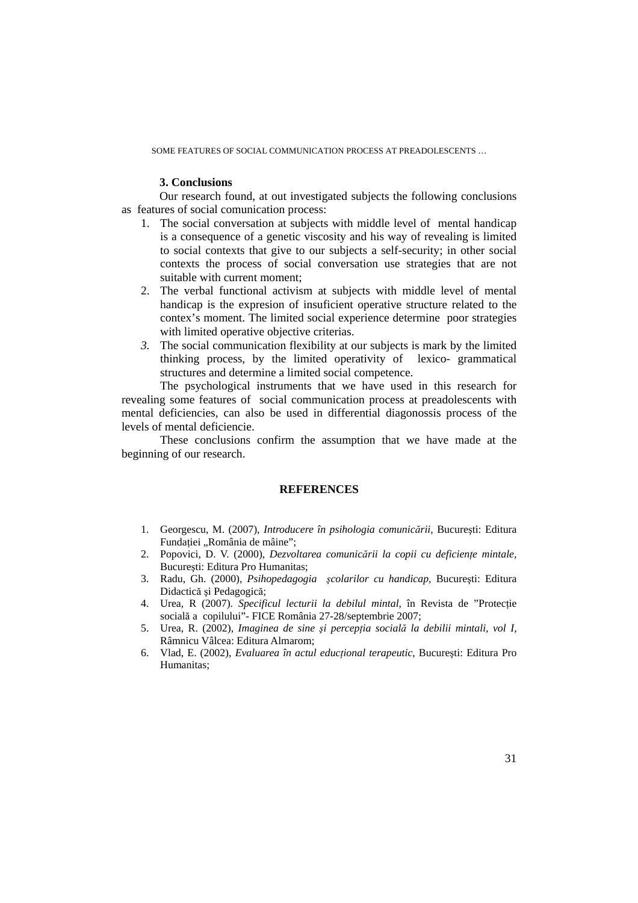### 3. Conclusions

Our research found, at out investigated subjects the following conclusions as features of social comunication process:

1. The social conversation at subjects with middle level of mental handicap is a consequence of a genetic viscosity and his way of revealing is limited to social contexts that give to our subjects a self-security; in other social contexts the process of social conversation use strategies that are not suitable with current moment;
2. The verbal functional activism at subjects with middle level of mental handicap is the expresion of insuficient operative structure related to the contex's moment. The limited social experience determine poor strategies with limited operative objective criterias.
3. The social communication flexibility at our subjects is mark by the limited thinking process, by the limited operativity of lexico- grammatical structures and determine a limited social competence.

The psychological instruments that we have used in this research for revealing some features of social communication process at preadolescents with mental deficiencies, can also be used in differential diagonossis process of the levels of mental deficiencie.

These conclusions confirm the assumption that we have made at the beginning of our research.

## REFERENCES

1. Georgescu, M. (2007), *Introducere în psihologia comunicării*, București: Editura Fundației „România de mâine";
2. Popovici, D. V. (2000), *Dezvoltarea comunicării la copii cu deficiențe mintale*, Bucureşti: Editura Pro Humanitas;
3. Radu, Gh. (2000), *Psihopedagogia şcolarilor cu handicap*, București: Editura Didactică și Pedagogică;
4. Urea, R (2007). *Specificul lecturii la debilul mintal*, în Revista de "Protecție socială a copilului"- FICE România 27-28/septembrie 2007;
5. Urea, R. (2002), *Imaginea de sine şi percepția socială la debilii mintali, vol I*, Râmnicu Vâlcea: Editura Almarom;
6. Vlad, E. (2002), *Evaluarea în actul educațional terapeutic*, Bucureşti: Editura Pro Humanitas;